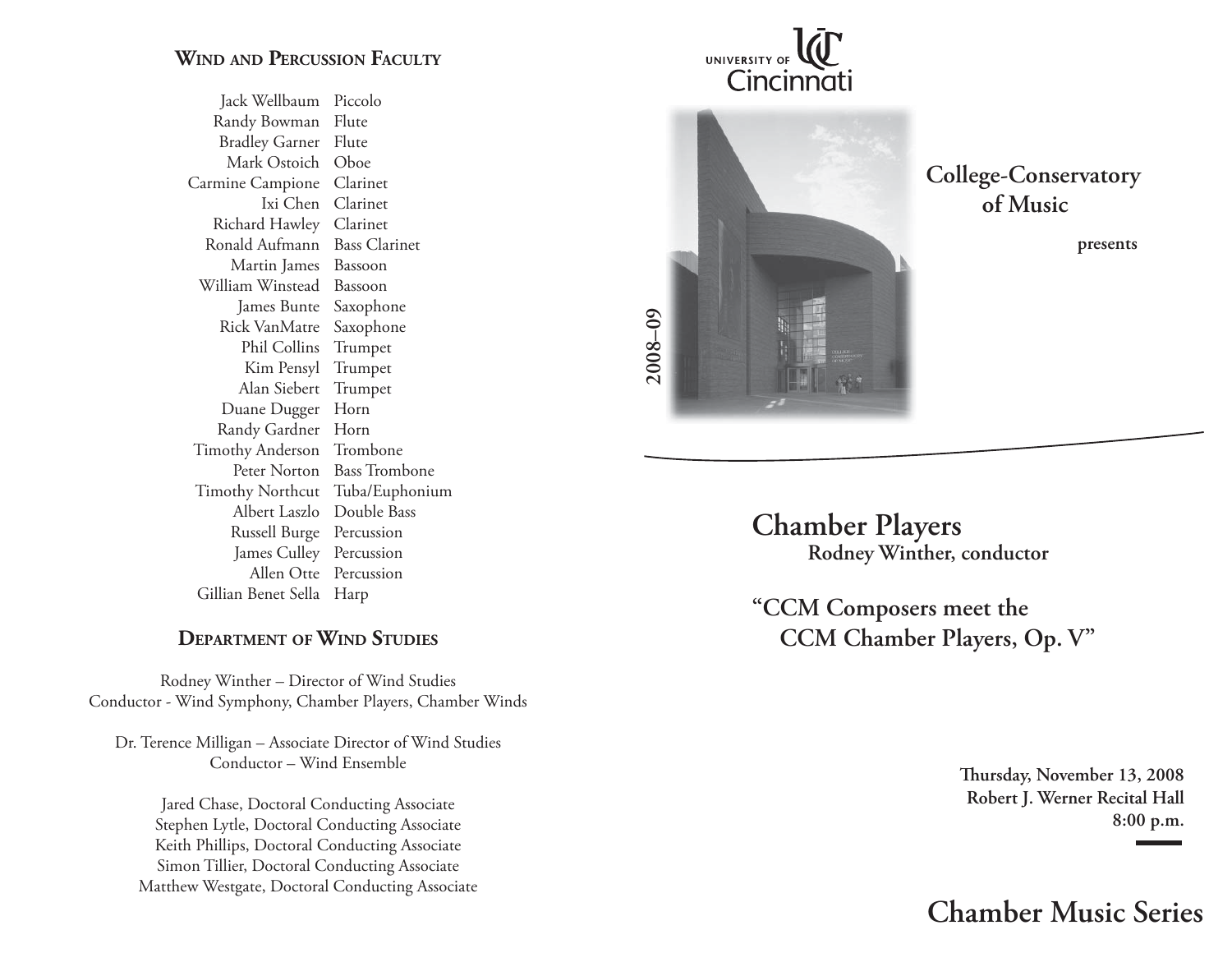## Wind and Percussion Faculty

| | |
|---|---|
| Jack Wellbaum | Piccolo |
| Randy Bowman | Flute |
| Bradley Garner | Flute |
| Mark Ostoich | Oboe |
| Carmine Campione | Clarinet |
| Ixi Chen | Clarinet |
| Richard Hawley | Clarinet |
| Ronald Aufmann | Bass Clarinet |
| Martin James | Bassoon |
| William Winstead | Bassoon |
| James Bunte | Saxophone |
| Rick VanMatre | Saxophone |
| Phil Collins | Trumpet |
| Kim Pensyl | Trumpet |
| Alan Siebert | Trumpet |
| Duane Dugger | Horn |
| Randy Gardner | Horn |
| Timothy Anderson | Trombone |
| Peter Norton | Bass Trombone |
| Timothy Northcut | Tuba/Euphonium |
| Albert Laszlo | Double Bass |
| Russell Burge | Percussion |
| James Culley | Percussion |
| Allen Otte | Percussion |
| Gillian Benet Sella | Harp |

## Department of Wind Studies

Rodney Winther – Director of Wind Studies
Conductor - Wind Symphony, Chamber Players, Chamber Winds

Dr. Terence Milligan – Associate Director of Wind Studies
Conductor – Wind Ensemble

Jared Chase, Doctoral Conducting Associate
Stephen Lytle, Doctoral Conducting Associate
Keith Phillips, Doctoral Conducting Associate
Simon Tillier, Doctoral Conducting Associate
Matthew Westgate, Doctoral Conducting Associate

UNIVERSITY OF Cincinnati

2008–09

**College-Conservatory of Music**

**presents**

# Chamber Players

**Rodney Winther, conductor**

## "CCM Composers meet the CCM Chamber Players, Op. V"

**Thursday, November 13, 2008**
**Robert J. Werner Recital Hall**
**8:00 p.m.**

## Chamber Music Series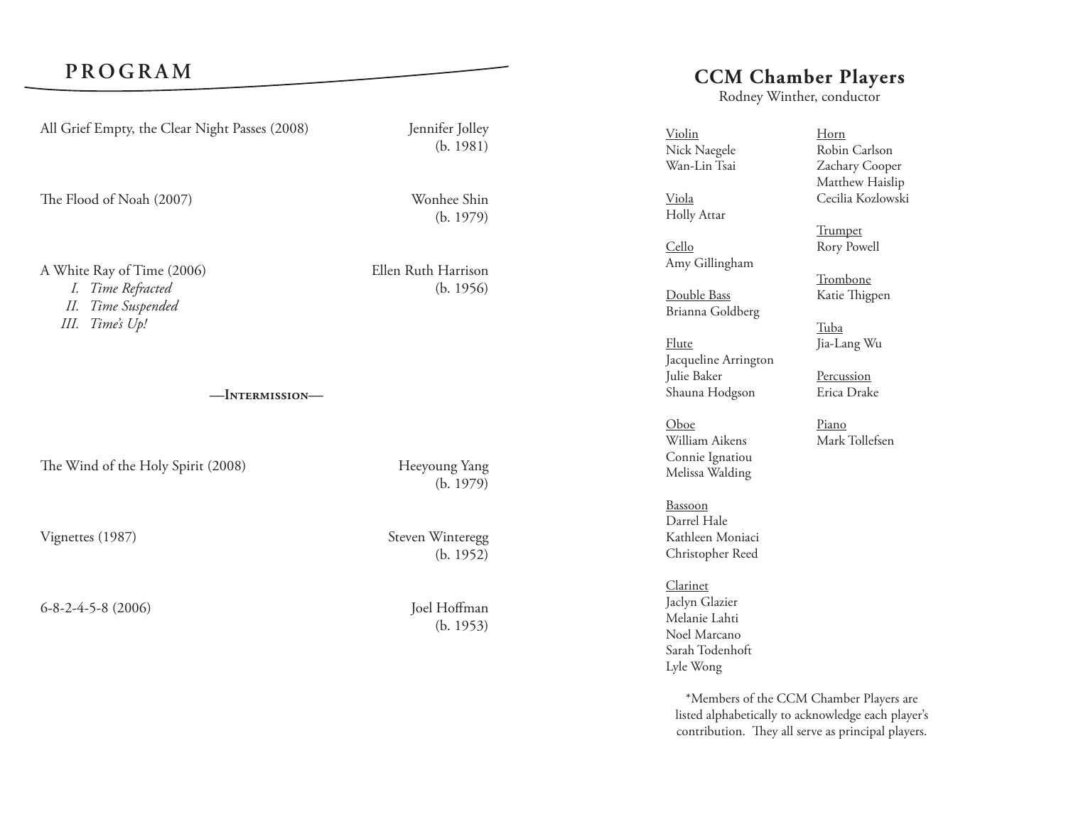## PROGRAM

All Grief Empty, the Clear Night Passes (2008) — Jennifer Jolley (b. 1981)

The Flood of Noah (2007) — Wonhee Shin (b. 1979)

A White Ray of Time (2006) — Ellen Ruth Harrison (b. 1956)

*I. Time Refracted*
*II. Time Suspended*
*III. Time's Up!*

—Intermission—

The Wind of the Holy Spirit (2008) — Heeyoung Yang (b. 1979)

Vignettes (1987) — Steven Winteregg (b. 1952)

6-8-2-4-5-8 (2006) — Joel Hoffman (b. 1953)

## CCM Chamber Players

Rodney Winther, conductor

Violin
Nick Naegele
Wan-Lin Tsai

Viola
Holly Attar

Cello
Amy Gillingham

Double Bass
Brianna Goldberg

Flute
Jacqueline Arrington
Julie Baker
Shauna Hodgson

Oboe
William Aikens
Connie Ignatiou
Melissa Walding

Bassoon
Darrel Hale
Kathleen Moniaci
Christopher Reed

Clarinet
Jaclyn Glazier
Melanie Lahti
Noel Marcano
Sarah Todenhoft
Lyle Wong

Horn
Robin Carlson
Zachary Cooper
Matthew Haislip
Cecilia Kozlowski

Trumpet
Rory Powell

Trombone
Katie Thigpen

Tuba
Jia-Lang Wu

Percussion
Erica Drake

Piano
Mark Tollefsen

*Members of the CCM Chamber Players are listed alphabetically to acknowledge each player's contribution. They all serve as principal players.